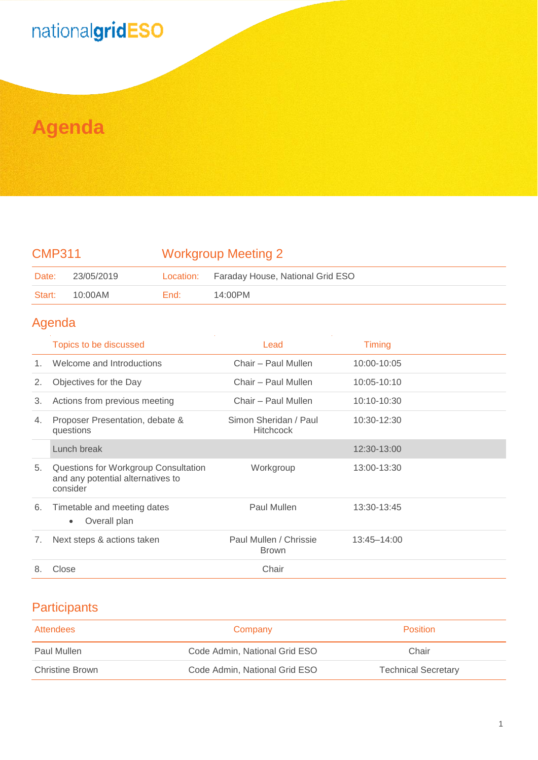nationalgridESO

# Agenda

| CMP311 | | Workgroup Meeting 2 | |
|---|---|---|---|
| Date: | 23/05/2019 | Location: | Faraday House, National Grid ESO |
| Start: | 10:00AM | End: | 14:00PM |

## Agenda

| | Topics to be discussed | Lead | Timing |
|---|---|---|---|
| 1. | Welcome and Introductions | Chair – Paul Mullen | 10:00-10:05 |
| 2. | Objectives for the Day | Chair – Paul Mullen | 10:05-10:10 |
| 3. | Actions from previous meeting | Chair – Paul Mullen | 10:10-10:30 |
| 4. | Proposer Presentation, debate & questions | Simon Sheridan / Paul Hitchcock | 10:30-12:30 |
| | Lunch break | | 12:30-13:00 |
| 5. | Questions for Workgroup Consultation and any potential alternatives to consider | Workgroup | 13:00-13:30 |
| 6. | Timetable and meeting dates<br>• Overall plan | Paul Mullen | 13:30-13:45 |
| 7. | Next steps & actions taken | Paul Mullen / Chrissie Brown | 13:45–14:00 |
| 8. | Close | Chair | |

## Participants

| Attendees | Company | Position |
|---|---|---|
| Paul Mullen | Code Admin, National Grid ESO | Chair |
| Christine Brown | Code Admin, National Grid ESO | Technical Secretary |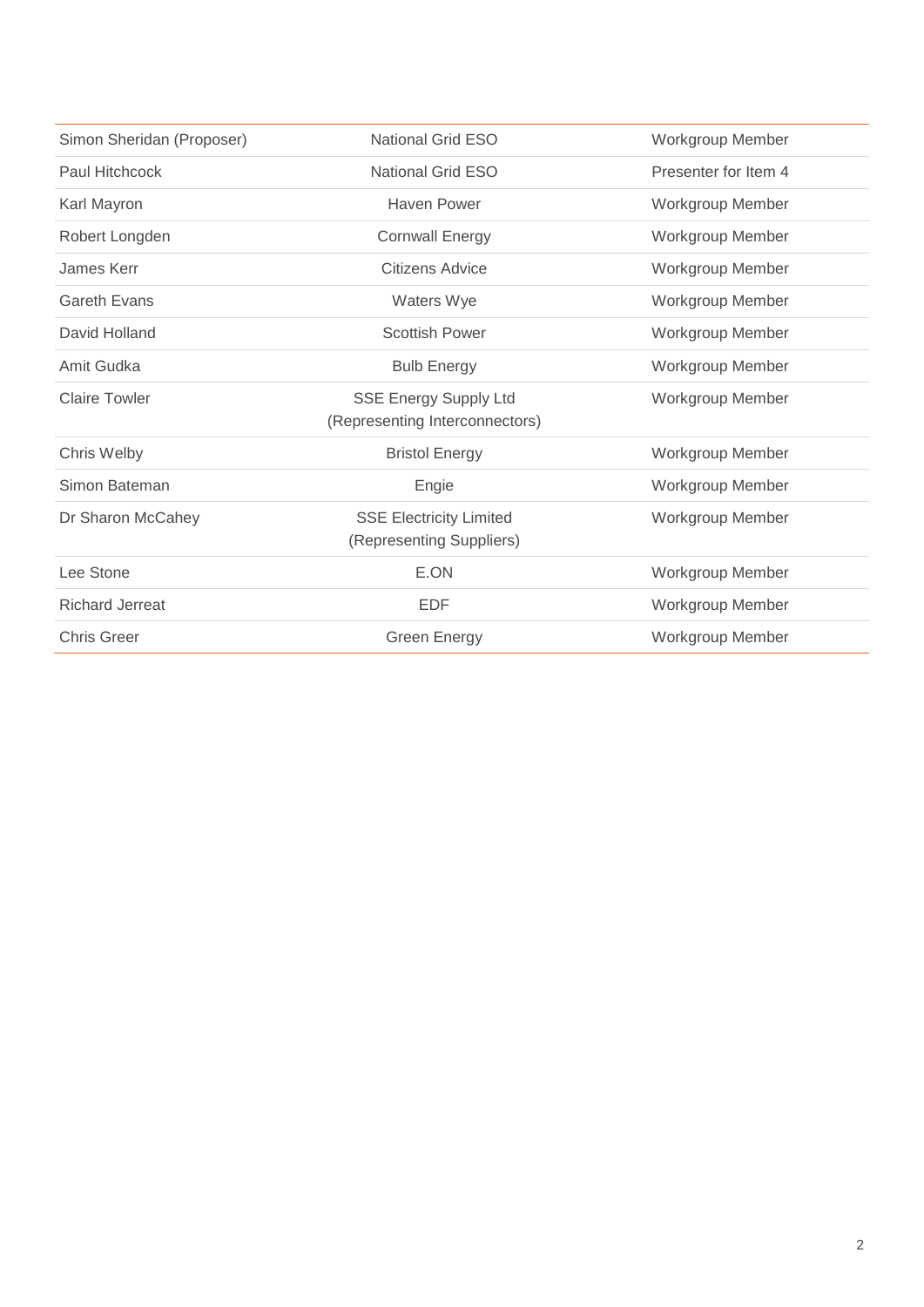| | | |
|---|---|---|
| Simon Sheridan (Proposer) | National Grid ESO | Workgroup Member |
| Paul Hitchcock | National Grid ESO | Presenter for Item 4 |
| Karl Mayron | Haven Power | Workgroup Member |
| Robert Longden | Cornwall Energy | Workgroup Member |
| James Kerr | Citizens Advice | Workgroup Member |
| Gareth Evans | Waters Wye | Workgroup Member |
| David Holland | Scottish Power | Workgroup Member |
| Amit Gudka | Bulb Energy | Workgroup Member |
| Claire Towler | SSE Energy Supply Ltd (Representing Interconnectors) | Workgroup Member |
| Chris Welby | Bristol Energy | Workgroup Member |
| Simon Bateman | Engie | Workgroup Member |
| Dr Sharon McCahey | SSE Electricity Limited (Representing Suppliers) | Workgroup Member |
| Lee Stone | E.ON | Workgroup Member |
| Richard Jerreat | EDF | Workgroup Member |
| Chris Greer | Green Energy | Workgroup Member |